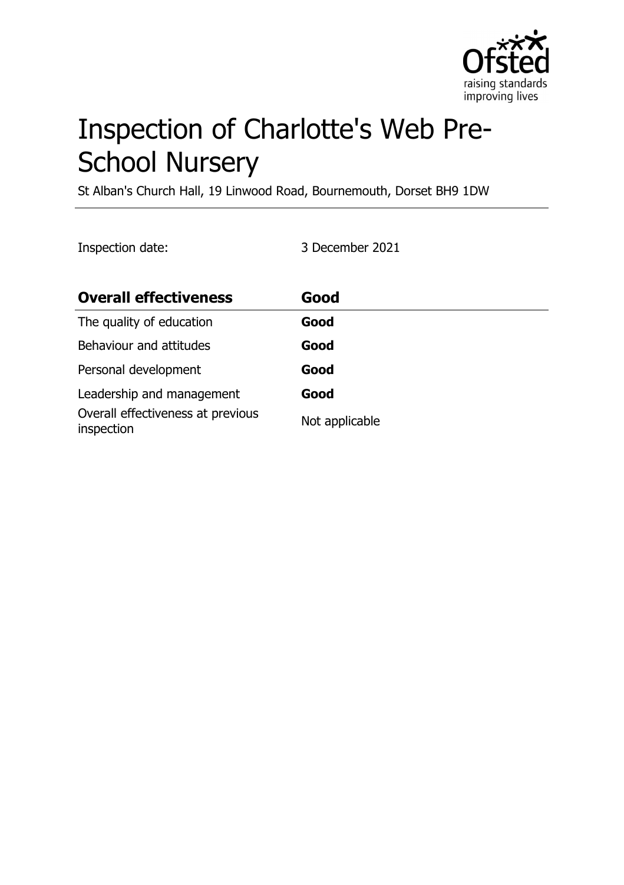# Inspection of Charlotte's Web Pre-School Nursery

St Alban's Church Hall, 19 Linwood Road, Bournemouth, Dorset BH9 1DW

Inspection date: 3 December 2021

| Overall effectiveness | Good |
| --- | --- |
| The quality of education | **Good** |
| Behaviour and attitudes | **Good** |
| Personal development | **Good** |
| Leadership and management | **Good** |
| Overall effectiveness at previous inspection | Not applicable |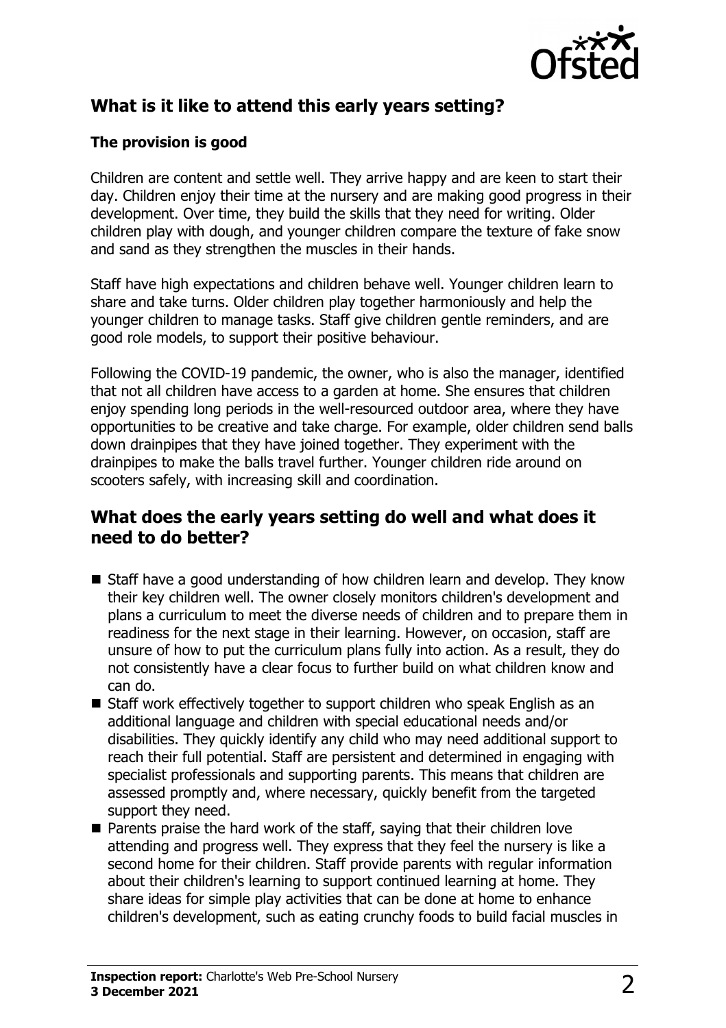## What is it like to attend this early years setting?

### The provision is good

Children are content and settle well. They arrive happy and are keen to start their day. Children enjoy their time at the nursery and are making good progress in their development. Over time, they build the skills that they need for writing. Older children play with dough, and younger children compare the texture of fake snow and sand as they strengthen the muscles in their hands.

Staff have high expectations and children behave well. Younger children learn to share and take turns. Older children play together harmoniously and help the younger children to manage tasks. Staff give children gentle reminders, and are good role models, to support their positive behaviour.

Following the COVID-19 pandemic, the owner, who is also the manager, identified that not all children have access to a garden at home. She ensures that children enjoy spending long periods in the well-resourced outdoor area, where they have opportunities to be creative and take charge. For example, older children send balls down drainpipes that they have joined together. They experiment with the drainpipes to make the balls travel further. Younger children ride around on scooters safely, with increasing skill and coordination.

## What does the early years setting do well and what does it need to do better?

- Staff have a good understanding of how children learn and develop. They know their key children well. The owner closely monitors children's development and plans a curriculum to meet the diverse needs of children and to prepare them in readiness for the next stage in their learning. However, on occasion, staff are unsure of how to put the curriculum plans fully into action. As a result, they do not consistently have a clear focus to further build on what children know and can do.
- Staff work effectively together to support children who speak English as an additional language and children with special educational needs and/or disabilities. They quickly identify any child who may need additional support to reach their full potential. Staff are persistent and determined in engaging with specialist professionals and supporting parents. This means that children are assessed promptly and, where necessary, quickly benefit from the targeted support they need.
- Parents praise the hard work of the staff, saying that their children love attending and progress well. They express that they feel the nursery is like a second home for their children. Staff provide parents with regular information about their children's learning to support continued learning at home. They share ideas for simple play activities that can be done at home to enhance children's development, such as eating crunchy foods to build facial muscles in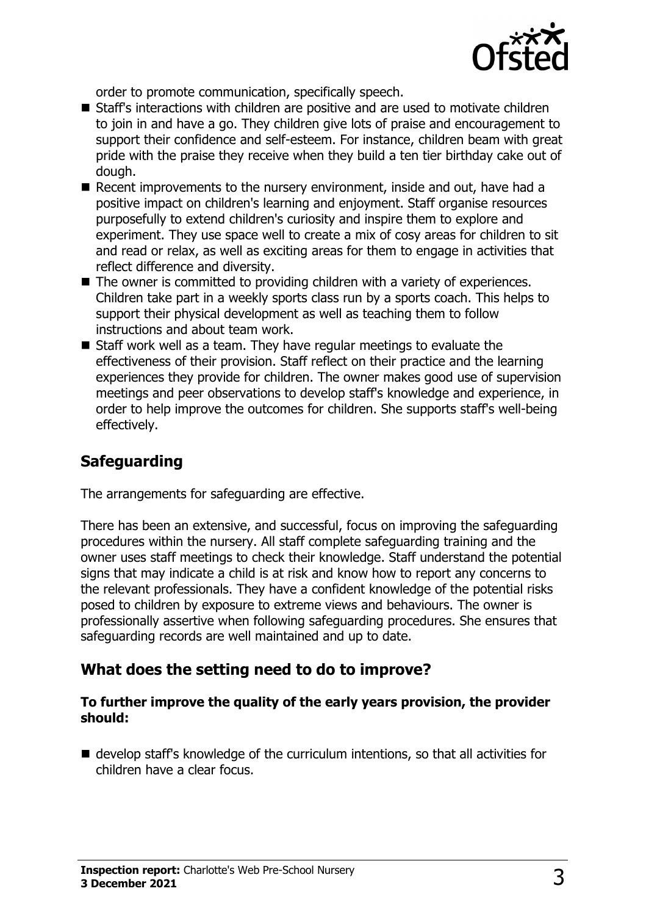order to promote communication, specifically speech.

- Staff's interactions with children are positive and are used to motivate children to join in and have a go. They children give lots of praise and encouragement to support their confidence and self-esteem. For instance, children beam with great pride with the praise they receive when they build a ten tier birthday cake out of dough.
- Recent improvements to the nursery environment, inside and out, have had a positive impact on children's learning and enjoyment. Staff organise resources purposefully to extend children's curiosity and inspire them to explore and experiment. They use space well to create a mix of cosy areas for children to sit and read or relax, as well as exciting areas for them to engage in activities that reflect difference and diversity.
- The owner is committed to providing children with a variety of experiences. Children take part in a weekly sports class run by a sports coach. This helps to support their physical development as well as teaching them to follow instructions and about team work.
- Staff work well as a team. They have regular meetings to evaluate the effectiveness of their provision. Staff reflect on their practice and the learning experiences they provide for children. The owner makes good use of supervision meetings and peer observations to develop staff's knowledge and experience, in order to help improve the outcomes for children. She supports staff's well-being effectively.

## Safeguarding

The arrangements for safeguarding are effective.

There has been an extensive, and successful, focus on improving the safeguarding procedures within the nursery. All staff complete safeguarding training and the owner uses staff meetings to check their knowledge. Staff understand the potential signs that may indicate a child is at risk and know how to report any concerns to the relevant professionals. They have a confident knowledge of the potential risks posed to children by exposure to extreme views and behaviours. The owner is professionally assertive when following safeguarding procedures. She ensures that safeguarding records are well maintained and up to date.

## What does the setting need to do to improve?

**To further improve the quality of the early years provision, the provider should:**

- develop staff's knowledge of the curriculum intentions, so that all activities for children have a clear focus.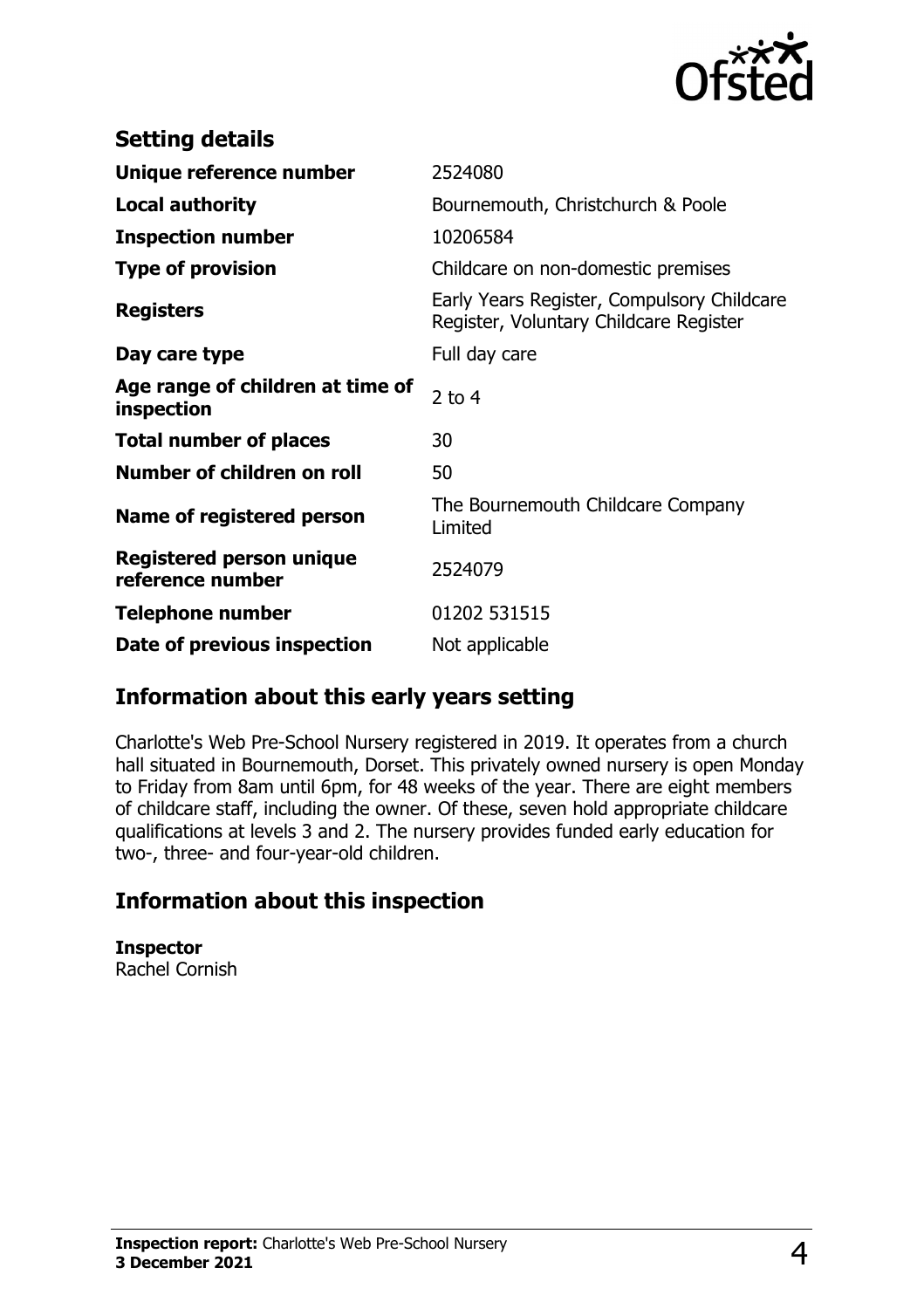## Setting details

| | |
|---|---|
| **Unique reference number** | 2524080 |
| **Local authority** | Bournemouth, Christchurch & Poole |
| **Inspection number** | 10206584 |
| **Type of provision** | Childcare on non-domestic premises |
| **Registers** | Early Years Register, Compulsory Childcare Register, Voluntary Childcare Register |
| **Day care type** | Full day care |
| **Age range of children at time of inspection** | 2 to 4 |
| **Total number of places** | 30 |
| **Number of children on roll** | 50 |
| **Name of registered person** | The Bournemouth Childcare Company Limited |
| **Registered person unique reference number** | 2524079 |
| **Telephone number** | 01202 531515 |
| **Date of previous inspection** | Not applicable |

## Information about this early years setting

Charlotte's Web Pre-School Nursery registered in 2019. It operates from a church hall situated in Bournemouth, Dorset. This privately owned nursery is open Monday to Friday from 8am until 6pm, for 48 weeks of the year. There are eight members of childcare staff, including the owner. Of these, seven hold appropriate childcare qualifications at levels 3 and 2. The nursery provides funded early education for two-, three- and four-year-old children.

## Information about this inspection

**Inspector**
Rachel Cornish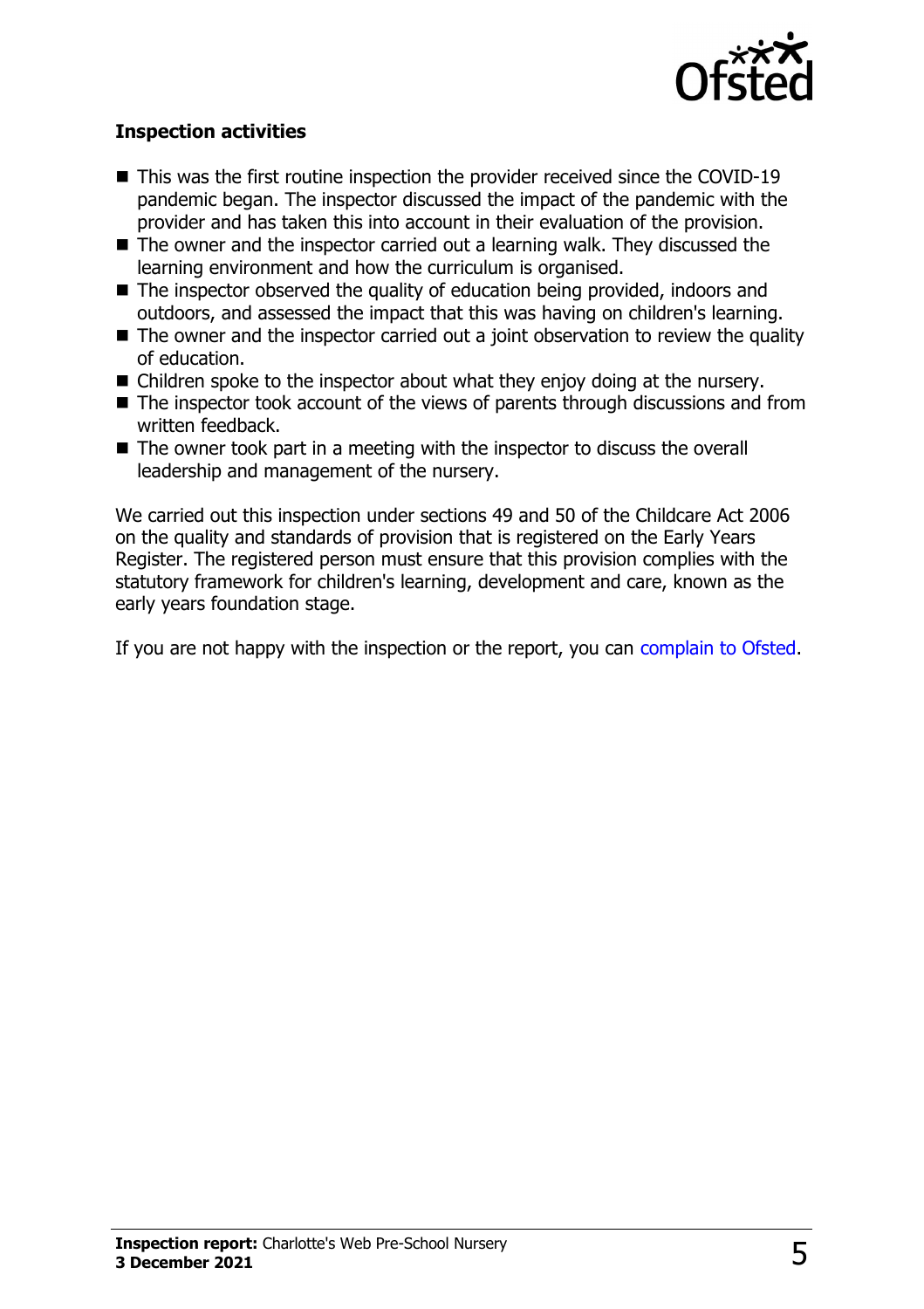### Inspection activities

- This was the first routine inspection the provider received since the COVID-19 pandemic began. The inspector discussed the impact of the pandemic with the provider and has taken this into account in their evaluation of the provision.
- The owner and the inspector carried out a learning walk. They discussed the learning environment and how the curriculum is organised.
- The inspector observed the quality of education being provided, indoors and outdoors, and assessed the impact that this was having on children's learning.
- The owner and the inspector carried out a joint observation to review the quality of education.
- Children spoke to the inspector about what they enjoy doing at the nursery.
- The inspector took account of the views of parents through discussions and from written feedback.
- The owner took part in a meeting with the inspector to discuss the overall leadership and management of the nursery.

We carried out this inspection under sections 49 and 50 of the Childcare Act 2006 on the quality and standards of provision that is registered on the Early Years Register. The registered person must ensure that this provision complies with the statutory framework for children's learning, development and care, known as the early years foundation stage.

If you are not happy with the inspection or the report, you can complain to Ofsted.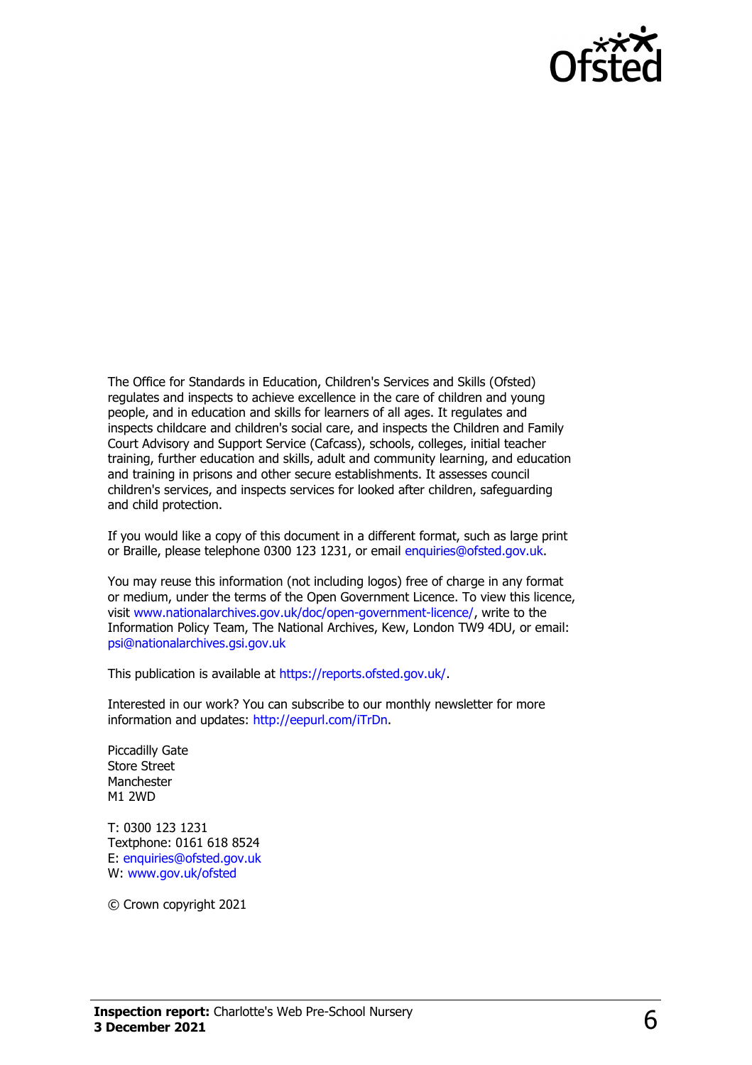The Office for Standards in Education, Children's Services and Skills (Ofsted) regulates and inspects to achieve excellence in the care of children and young people, and in education and skills for learners of all ages. It regulates and inspects childcare and children's social care, and inspects the Children and Family Court Advisory and Support Service (Cafcass), schools, colleges, initial teacher training, further education and skills, adult and community learning, and education and training in prisons and other secure establishments. It assesses council children's services, and inspects services for looked after children, safeguarding and child protection.

If you would like a copy of this document in a different format, such as large print or Braille, please telephone 0300 123 1231, or email enquiries@ofsted.gov.uk.

You may reuse this information (not including logos) free of charge in any format or medium, under the terms of the Open Government Licence. To view this licence, visit www.nationalarchives.gov.uk/doc/open-government-licence/, write to the Information Policy Team, The National Archives, Kew, London TW9 4DU, or email: psi@nationalarchives.gsi.gov.uk

This publication is available at https://reports.ofsted.gov.uk/.

Interested in our work? You can subscribe to our monthly newsletter for more information and updates: http://eepurl.com/iTrDn.

Piccadilly Gate
Store Street
Manchester
M1 2WD

T: 0300 123 1231
Textphone: 0161 618 8524
E: enquiries@ofsted.gov.uk
W: www.gov.uk/ofsted

© Crown copyright 2021